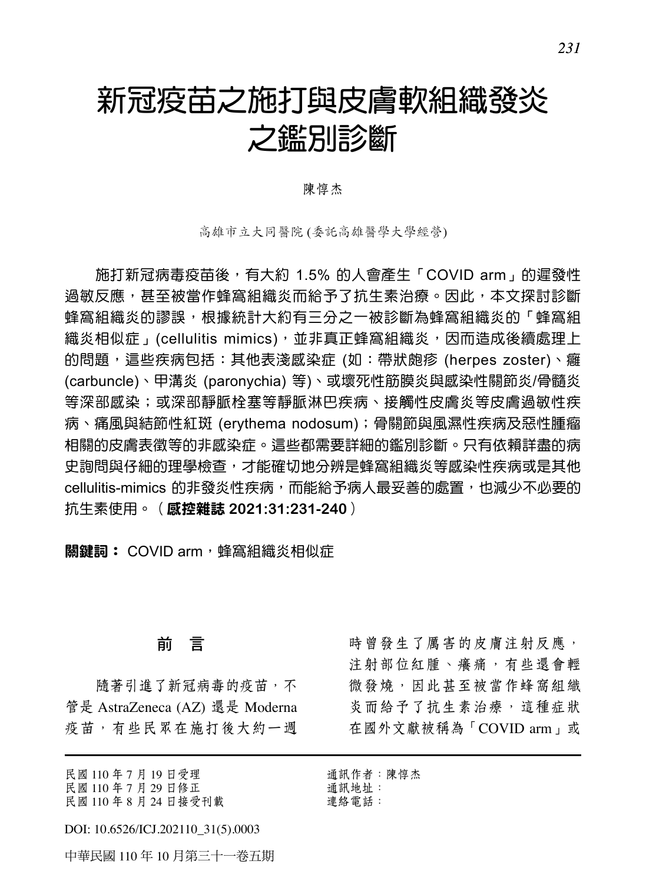# 新冠疫苗之施打與皮膚軟組織發炎之鑑別診斷

陳惇杰

高雄市立大同醫院 (委託高雄醫學大學經營)

施打新冠病毒疫苗後，有大約 1.5% 的人會產生「COVID arm」的遲發性過敏反應，甚至被當作蜂窩組織炎而給予了抗生素治療。因此，本文探討診斷蜂窩組織炎的謬誤，根據統計大約有三分之一被診斷為蜂窩組織炎的「蜂窩組織炎相似症」(cellulitis mimics)，並非真正蜂窩組織炎，因而造成後續處理上的問題，這些疾病包括：其他表淺感染症 (如：帶狀皰疹 (herpes zoster)、癰 (carbuncle)、甲溝炎 (paronychia) 等)、或壞死性筋膜炎與感染性關節炎/骨髓炎等深部感染；或深部靜脈栓塞等靜脈淋巴疾病、接觸性皮膚炎等皮膚過敏性疾病、痛風與結節性紅斑 (erythema nodosum)；骨關節與風濕性疾病及惡性腫瘤相關的皮膚表徵等的非感染症。這些都需要詳細的鑑別診斷。只有依賴詳盡的病史詢問與仔細的理學檢查，才能確切地分辨是蜂窩組織炎等感染性疾病或是其他 cellulitis-mimics 的非發炎性疾病，而能給予病人最妥善的處置，也減少不必要的抗生素使用。(**感控雜誌 2021:31:231-240**)

**關鍵詞：** COVID arm，蜂窩組織炎相似症

## 前　言

隨著引進了新冠病毒的疫苗，不管是 AstraZeneca (AZ) 還是 Moderna 疫苗，有些民眾在施打後大約一週時曾發生了厲害的皮膚注射反應，注射部位紅腫、癢痛，有些還會輕微發燒，因此甚至被當作蜂窩組織炎而給予了抗生素治療，這種症狀在國外文獻被稱為「COVID arm」或

民國 110 年 7 月 19 日受理
民國 110 年 7 月 29 日修正
民國 110 年 8 月 24 日接受刊載

通訊作者：陳惇杰
通訊地址：
連絡電話：

DOI: 10.6526/ICJ.202110_31(5).0003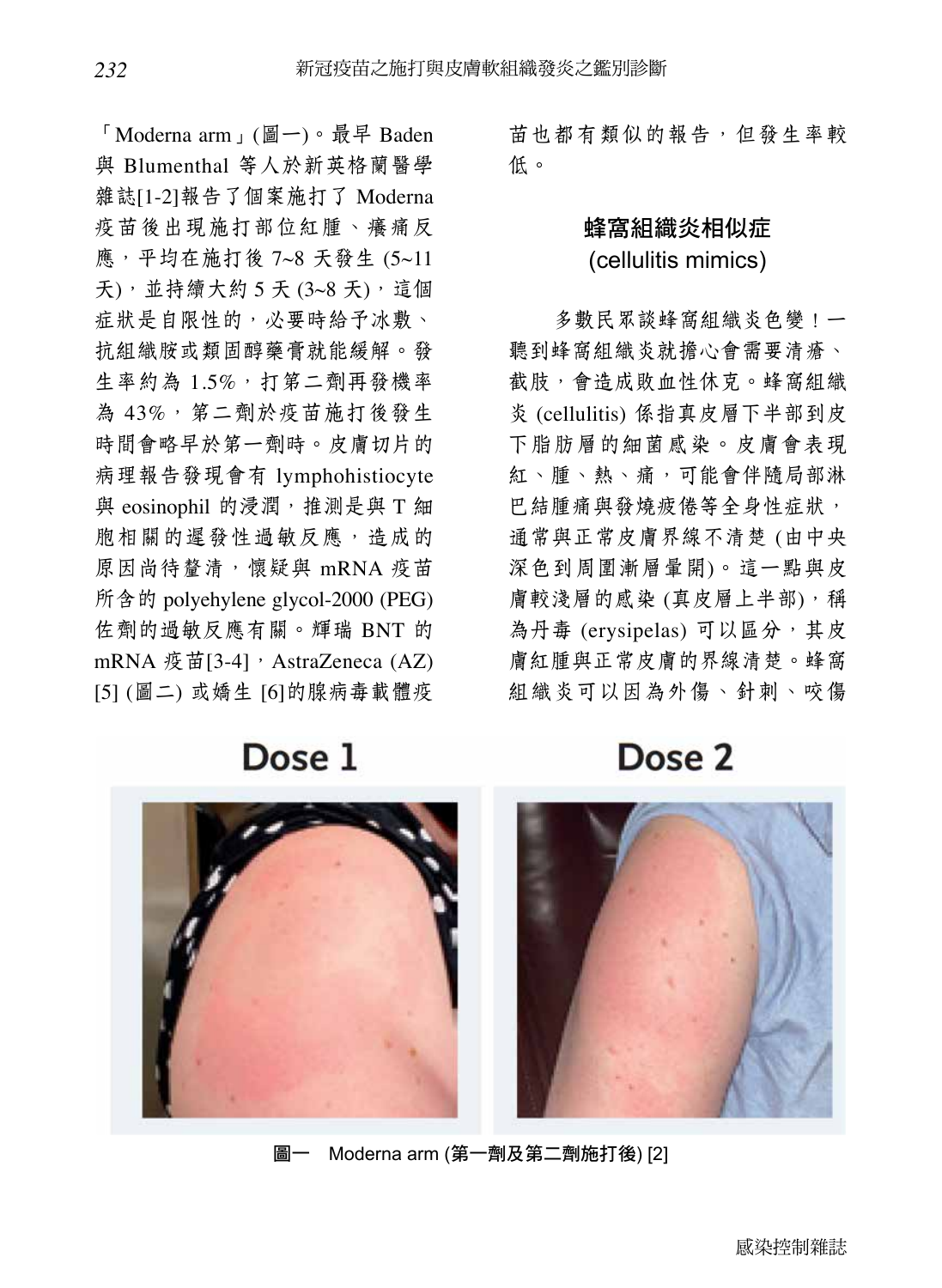「Moderna arm」(圖一)。最早 Baden 與 Blumenthal 等人於新英格蘭醫學雜誌[1-2]報告了個案施打了 Moderna 疫苗後出現施打部位紅腫、癢痛反應，平均在施打後 7~8 天發生 (5~11 天)，並持續大約 5 天 (3~8 天)，這個症狀是自限性的，必要時給予冰敷、抗組織胺或類固醇藥膏就能緩解。發生率約為 1.5%，打第二劑再發機率為 43%，第二劑於疫苗施打後發生時間會略早於第一劑時。皮膚切片的病理報告發現會有 lymphohistiocyte 與 eosinophil 的浸潤，推測是與 T 細胞相關的遲發性過敏反應，造成的原因尚待釐清，懷疑與 mRNA 疫苗所含的 polyehylene glycol-2000 (PEG) 佐劑的過敏反應有關。輝瑞 BNT 的 mRNA 疫苗[3-4]，AstraZeneca (AZ) [5] (圖二) 或嬌生 [6]的腺病毒載體疫苗也都有類似的報告，但發生率較低。

## 蜂窩組織炎相似症 (cellulitis mimics)

多數民眾談蜂窩組織炎色變！一聽到蜂窩組織炎就擔心會需要清瘡、截肢，會造成敗血性休克。蜂窩組織炎 (cellulitis) 係指真皮層下半部到皮下脂肪層的細菌感染。皮膚會表現紅、腫、熱、痛，可能會伴隨局部淋巴結腫痛與發燒疲倦等全身性症狀，通常與正常皮膚界線不清楚 (由中央深色到周圍漸層暈開)。這一點與皮膚較淺層的感染 (真皮層上半部)，稱為丹毒 (erysipelas) 可以區分，其皮膚紅腫與正常皮膚的界線清楚。蜂窩組織炎可以因為外傷、針刺、咬傷

Dose 1　　Dose 2

圖一　Moderna arm (第一劑及第二劑施打後) [2]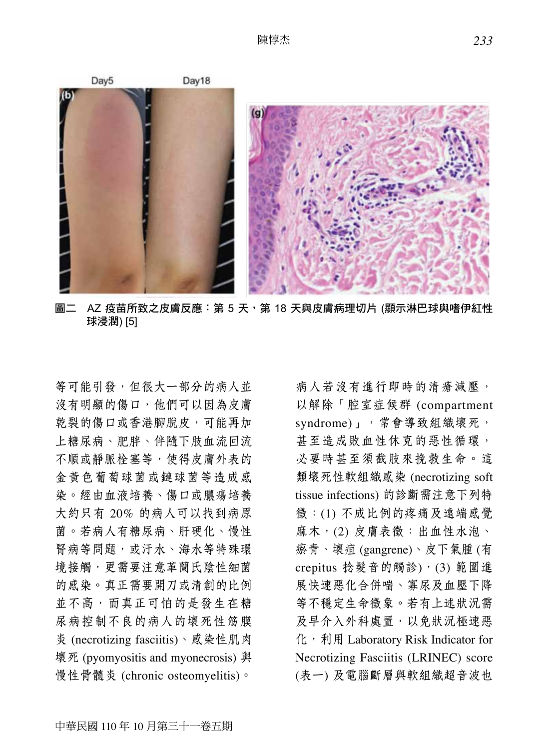圖二　AZ 疫苗所致之皮膚反應：第 5 天，第 18 天與皮膚病理切片 (顯示淋巴球與嗜伊紅性球浸潤) [5]

等可能引發，但很大一部分的病人並沒有明顯的傷口，他們可以因為皮膚乾裂的傷口或香港腳脫皮，可能再加上糖尿病、肥胖、伴隨下肢血流回流不順或靜脈栓塞等，使得皮膚外表的金黃色葡萄球菌或鏈球菌等造成感染。經由血液培養、傷口或膿瘍培養大約只有 20% 的病人可以找到病原菌。若病人有糖尿病、肝硬化、慢性腎病等問題，或汙水、海水等特殊環境接觸，更需要注意革蘭氏陰性細菌的感染。真正需要開刀或清創的比例並不高，而真正可怕的是發生在糖尿病控制不良的病人的壞死性筋膜炎 (necrotizing fasciitis)、感染性肌肉壞死 (pyomyositis and myonecrosis) 與慢性骨髓炎 (chronic osteomyelitis)。

病人若沒有進行即時的清瘡減壓，以解除「腔室症候群 (compartment syndrome)」，常會導致組織壞死，甚至造成敗血性休克的惡性循環，必要時甚至須截肢來挽救生命。這類壞死性軟組織感染 (necrotizing soft tissue infections) 的診斷需注意下列特徵：(1) 不成比例的疼痛及遠端感覺麻木，(2) 皮膚表徵：出血性水泡、瘀青、壞疽 (gangrene)、皮下氣腫 (有 crepitus 捻髮音的觸診)，(3) 範圍進展快速惡化合併喘、寡尿及血壓下降等不穩定生命徵象。若有上述狀況需及早介入外科處置，以免狀況極速惡化，利用 Laboratory Risk Indicator for Necrotizing Fasciitis (LRINEC) score (表一) 及電腦斷層與軟組織超音波也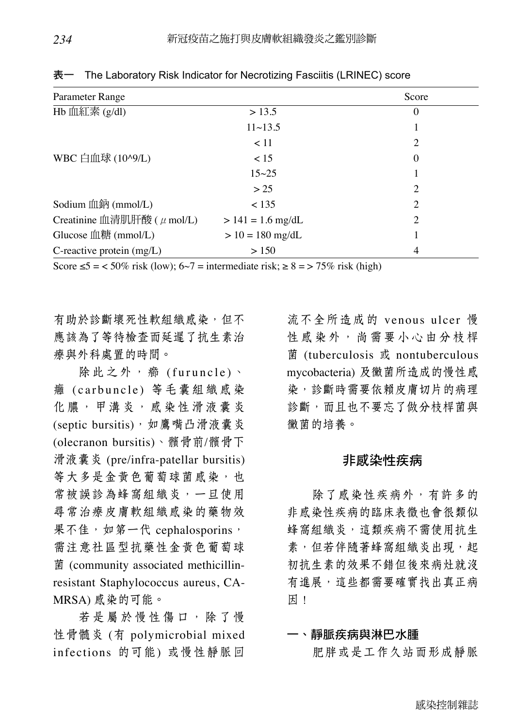表一 The Laboratory Risk Indicator for Necrotizing Fasciitis (LRINEC) score

| Parameter Range | | Score |
|---|---|---|
| Hb 血紅素 (g/dl) | > 13.5 | 0 |
| | 11~13.5 | 1 |
| | < 11 | 2 |
| WBC 白血球 (10^9/L) | < 15 | 0 |
| | 15~25 | 1 |
| | > 25 | 2 |
| Sodium 血鈉 (mmol/L) | < 135 | 2 |
| Creatinine 血清肌肝酸 ( $\mu$ mol/L) | > 141 = 1.6 mg/dL | 2 |
| Glucose 血糖 (mmol/L) | > 10 = 180 mg/dL | 1 |
| C-reactive protein (mg/L) | > 150 | 4 |

Score ≤5 = < 50% risk (low); 6~7 = intermediate risk; ≥ 8 = > 75% risk (high)

有助於診斷壞死性軟組織感染，但不應該為了等待檢查而延遲了抗生素治療與外科處置的時間。

除此之外，癤 (furuncle)、癰 (carbuncle) 等毛囊組織感染化膿，甲溝炎，感染性滑液囊炎 (septic bursitis)，如鷹嘴凸滑液囊炎 (olecranon bursitis)、髕骨前/髕骨下滑液囊炎 (pre/infra-patellar bursitis) 等大多是金黃色葡萄球菌感染，也常被誤診為蜂窩組織炎，一旦使用尋常治療皮膚軟組織感染的藥物效果不佳，如第一代 cephalosporins，需注意社區型抗藥性金黃色葡萄球菌 (community associated methicillin-resistant Staphylococcus aureus, CA-MRSA) 感染的可能。

若是屬於慢性傷口，除了慢性骨髓炎 (有 polymicrobial mixed infections 的可能) 或慢性靜脈回流不全所造成的 venous ulcer 慢性感染外，尚需要小心由分枝桿菌 (tuberculosis 或 nontuberculous mycobacteria) 及黴菌所造成的慢性感染，診斷時需要依賴皮膚切片的病理診斷，而且也不要忘了做分枝桿菌與黴菌的培養。

## 非感染性疾病

除了感染性疾病外，有許多的非感染性疾病的臨床表徵也會很類似蜂窩組織炎，這類疾病不需使用抗生素，但若伴隨著蜂窩組織炎出現，起初抗生素的效果不錯但後來病灶就沒有進展，這些都需要確實找出真正病因！

### 一、靜脈疾病與淋巴水腫

肥胖或是工作久站而形成靜脈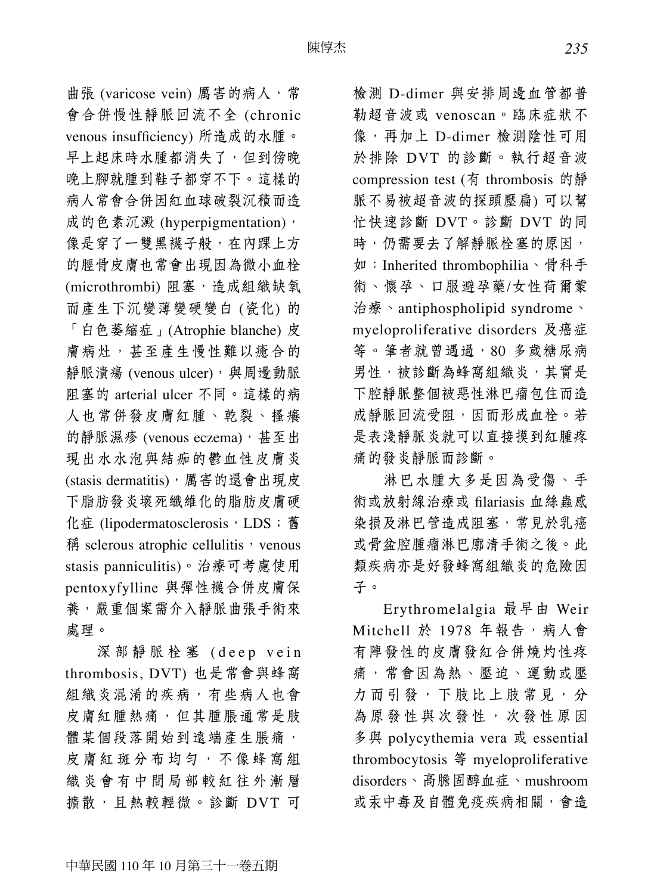曲張 (varicose vein) 厲害的病人，常會合併慢性靜脈回流不全 (chronic venous insufficiency) 所造成的水腫。早上起床時水腫都消失了，但到傍晚晚上腳就腫到鞋子都穿不下。這樣的病人常會合併因紅血球破裂沉積而造成的色素沉澱 (hyperpigmentation)，像是穿了一雙黑襪子般，在內踝上方的脛骨皮膚也常會出現因為微小血栓 (microthrombi) 阻塞，造成組織缺氧而產生下沉變薄變硬變白 (瓷化) 的「白色萎縮症」(Atrophie blanche) 皮膚病灶，甚至產生慢性難以癒合的靜脈潰瘍 (venous ulcer)，與周邊動脈阻塞的 arterial ulcer 不同。這樣的病人也常併發皮膚紅腫、乾裂、搔癢的靜脈濕疹 (venous eczema)，甚至出現出水水泡與結痂的鬱血性皮膚炎 (stasis dermatitis)，厲害的還會出現皮下脂肪發炎壞死纖維化的脂肪皮膚硬化症 (lipodermatosclerosis，LDS；舊稱 sclerous atrophic cellulitis，venous stasis panniculitis)。治療可考慮使用 pentoxyfylline 與彈性襪合併皮膚保養，嚴重個案需介入靜脈曲張手術來處理。

深部靜脈栓塞 (deep vein thrombosis, DVT) 也是常會與蜂窩組織炎混淆的疾病，有些病人也會皮膚紅腫熱痛，但其腫脹通常是肢體某個段落開始到遠端產生脹痛，皮膚紅斑分布均勻，不像蜂窩組織炎會有中間局部較紅往外漸層擴散，且熱較輕微。診斷 DVT 可檢測 D-dimer 與安排周邊血管都普勒超音波或 venoscan。臨床症狀不像，再加上 D-dimer 檢測陰性可用於排除 DVT 的診斷。執行超音波 compression test (有 thrombosis 的靜脈不易被超音波的探頭壓扁) 可以幫忙快速診斷 DVT。診斷 DVT 的同時，仍需要去了解靜脈栓塞的原因，如：Inherited thrombophilia、骨科手術、懷孕、口服避孕藥/女性荷爾蒙治療、antiphospholipid syndrome、myeloproliferative disorders 及癌症等。筆者就曾遇過，80 多歲糖尿病男性，被診斷為蜂窩組織炎，其實是下腔靜脈整個被惡性淋巴瘤包住而造成靜脈回流受阻，因而形成血栓。若是表淺靜脈炎就可以直接摸到紅腫疼痛的發炎靜脈而診斷。

淋巴水腫大多是因為受傷、手術或放射線治療或 filariasis 血絲蟲感染損及淋巴管造成阻塞，常見於乳癌或骨盆腔腫瘤淋巴廓清手術之後。此類疾病亦是好發蜂窩組織炎的危險因子。

Erythromelalgia 最早由 Weir Mitchell 於 1978 年報告，病人會有陣發性的皮膚發紅合併燒灼性疼痛，常會因為熱、壓迫、運動或壓力而引發，下肢比上肢常見，分為原發性與次發性，次發性原因多與 polycythemia vera 或 essential thrombocytosis 等 myeloproliferative disorders、高膽固醇血症、mushroom 或汞中毒及自體免疫疾病相關，會造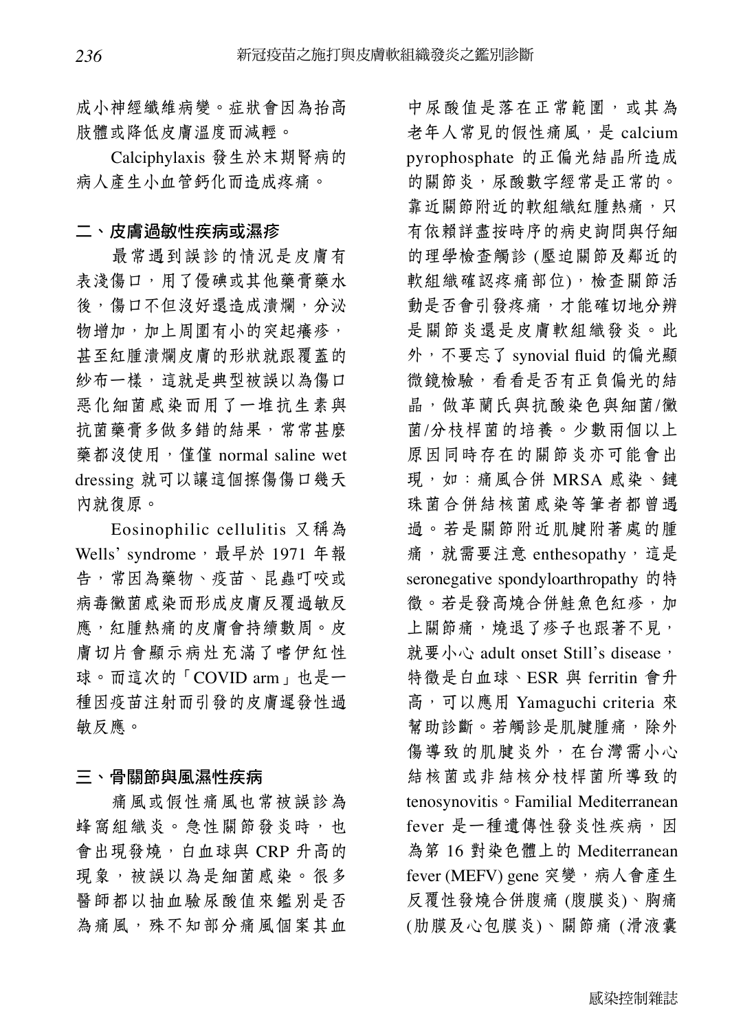成小神經纖維病變。症狀會因為抬高肢體或降低皮膚溫度而減輕。

Calciphylaxis 發生於末期腎病的病人產生小血管鈣化而造成疼痛。

## 二、皮膚過敏性疾病或濕疹

最常遇到誤診的情況是皮膚有表淺傷口，用了優碘或其他藥膏藥水後，傷口不但沒好還造成潰爛，分泌物增加，加上周圍有小的突起癢疹，甚至紅腫潰爛皮膚的形狀就跟覆蓋的紗布一樣，這就是典型被誤以為傷口惡化細菌感染而用了一堆抗生素與抗菌藥膏多做多錯的結果，常常甚麼藥都沒使用，僅僅 normal saline wet dressing 就可以讓這個擦傷傷口幾天內就復原。

Eosinophilic cellulitis 又稱為 Wells' syndrome，最早於 1971 年報告，常因為藥物、疫苗、昆蟲叮咬或病毒黴菌感染而形成皮膚反覆過敏反應，紅腫熱痛的皮膚會持續數周。皮膚切片會顯示病灶充滿了嗜伊紅性球。而這次的「COVID arm」也是一種因疫苗注射而引發的皮膚遲發性過敏反應。

## 三、骨關節與風濕性疾病

痛風或假性痛風也常被誤診為蜂窩組織炎。急性關節發炎時，也會出現發燒，白血球與 CRP 升高的現象，被誤以為是細菌感染。很多醫師都以抽血驗尿酸值來鑑別是否為痛風，殊不知部分痛風個案其血中尿酸值是落在正常範圍，或其為老年人常見的假性痛風，是 calcium pyrophosphate 的正偏光結晶所造成的關節炎，尿酸數字經常是正常的。靠近關節附近的軟組織紅腫熱痛，只有依賴詳盡按時序的病史詢問與仔細的理學檢查觸診 (壓迫關節及鄰近的軟組織確認疼痛部位)，檢查關節活動是否會引發疼痛，才能確切地分辨是關節炎還是皮膚軟組織發炎。此外，不要忘了 synovial fluid 的偏光顯微鏡檢驗，看看是否有正負偏光的結晶，做革蘭氏與抗酸染色與細菌/黴菌/分枝桿菌的培養。少數兩個以上原因同時存在的關節炎亦可能會出現，如：痛風合併 MRSA 感染、鏈珠菌合併結核菌感染等筆者都曾遇過。若是關節附近肌腱附著處的腫痛，就需要注意 enthesopathy，這是 seronegative spondyloarthropathy 的特徵。若是發高燒合併鮭魚色紅疹，加上關節痛，燒退了疹子也跟著不見，就要小心 adult onset Still's disease，特徵是白血球、ESR 與 ferritin 會升高，可以應用 Yamaguchi criteria 來幫助診斷。若觸診是肌腱腫痛，除外傷導致的肌腱炎外，在台灣需小心結核菌或非結核分枝桿菌所導致的 tenosynovitis。Familial Mediterranean fever 是一種遺傳性發炎性疾病，因為第 16 對染色體上的 Mediterranean fever (MEFV) gene 突變，病人會產生反覆性發燒合併腹痛 (腹膜炎)、胸痛 (肋膜及心包膜炎)、關節痛 (滑液囊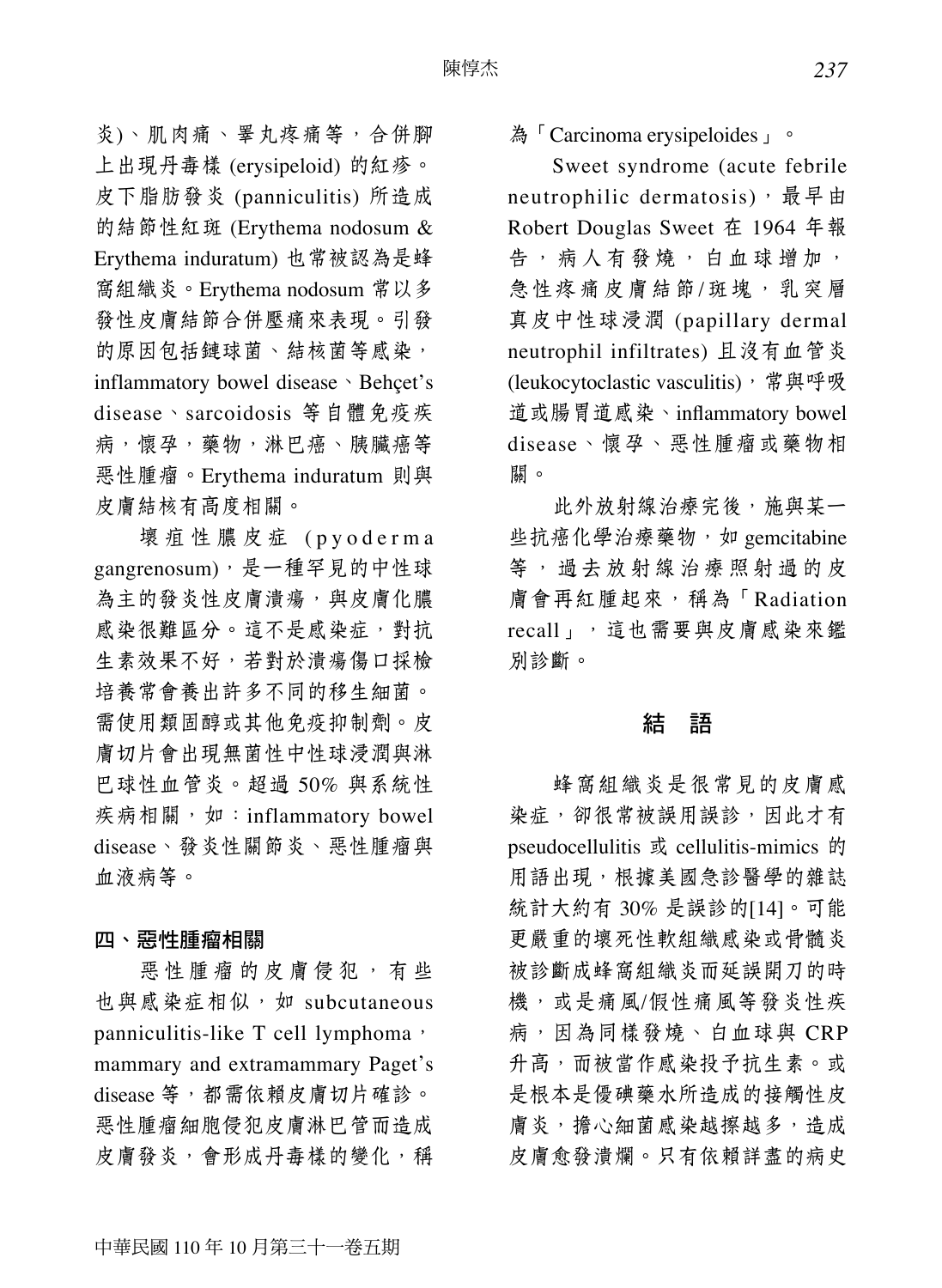炎)、肌肉痛、睪丸疼痛等，合併腳上出現丹毒樣 (erysipeloid) 的紅疹。皮下脂肪發炎 (panniculitis) 所造成的結節性紅斑 (Erythema nodosum & Erythema induratum) 也常被認為是蜂窩組織炎。Erythema nodosum 常以多發性皮膚結節合併壓痛來表現。引發的原因包括鏈球菌、結核菌等感染，inflammatory bowel disease、Behçet's disease、sarcoidosis 等自體免疫疾病，懷孕，藥物，淋巴癌、胰臟癌等惡性腫瘤。Erythema induratum 則與皮膚結核有高度相關。

壞疽性膿皮症 (pyoderma gangrenosum)，是一種罕見的中性球為主的發炎性皮膚潰瘍，與皮膚化膿感染很難區分。這不是感染症，對抗生素效果不好，若對於潰瘍傷口採檢培養常會養出許多不同的移生細菌。需使用類固醇或其他免疫抑制劑。皮膚切片會出現無菌性中性球浸潤與淋巴球性血管炎。超過 50% 與系統性疾病相關，如：inflammatory bowel disease、發炎性關節炎、惡性腫瘤與血液病等。

### 四、惡性腫瘤相關

惡性腫瘤的皮膚侵犯，有些也與感染症相似，如 subcutaneous panniculitis-like T cell lymphoma，mammary and extramammary Paget's disease 等，都需依賴皮膚切片確診。惡性腫瘤細胞侵犯皮膚淋巴管而造成皮膚發炎，會形成丹毒樣的變化，稱為「Carcinoma erysipeloides」。

Sweet syndrome (acute febrile neutrophilic dermatosis)，最早由 Robert Douglas Sweet 在 1964 年報告，病人有發燒，白血球增加，急性疼痛皮膚結節/斑塊，乳突層真皮中性球浸潤 (papillary dermal neutrophil infiltrates) 且沒有血管炎 (leukocytoclastic vasculitis)，常與呼吸道或腸胃道感染、inflammatory bowel disease、懷孕、惡性腫瘤或藥物相關。

此外放射線治療完後，施與某一些抗癌化學治療藥物，如 gemcitabine 等，過去放射線治療照射過的皮膚會再紅腫起來，稱為「Radiation recall」，這也需要與皮膚感染來鑑別診斷。

## 結　語

蜂窩組織炎是很常見的皮膚感染症，卻很常被誤用誤診，因此才有 pseudocellulitis 或 cellulitis-mimics 的用語出現，根據美國急診醫學的雜誌統計大約有 30% 是誤診的[14]。可能更嚴重的壞死性軟組織感染或骨髓炎被診斷成蜂窩組織炎而延誤開刀的時機，或是痛風/假性痛風等發炎性疾病，因為同樣發燒、白血球與 CRP 升高，而被當作感染投予抗生素。或是根本是優碘藥水所造成的接觸性皮膚炎，擔心細菌感染越擦越多，造成皮膚愈發潰爛。只有依賴詳盡的病史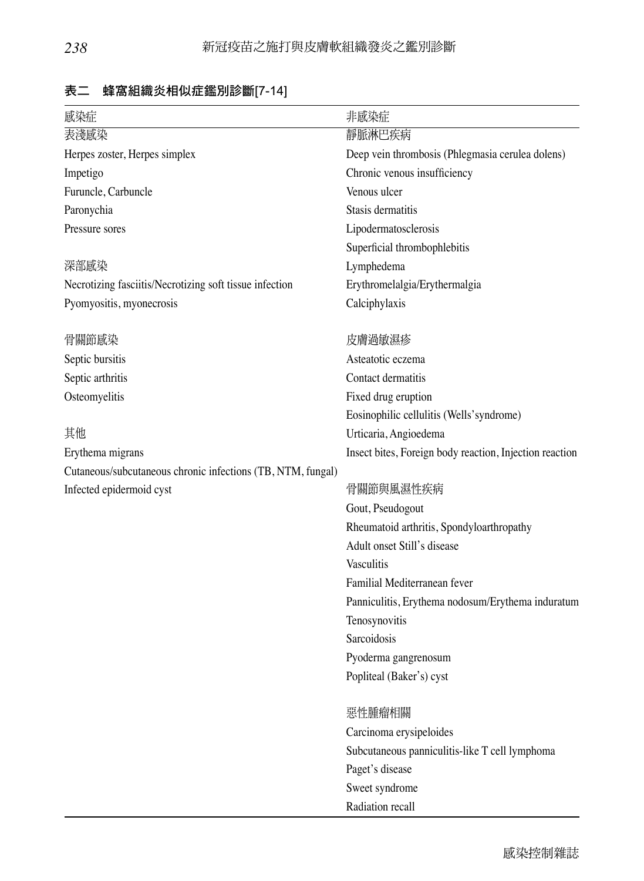表二　蜂窩組織炎相似症鑑別診斷[7-14]

| 感染症 | 非感染症 |
|---|---|
| 表淺感染 | 靜脈淋巴疾病 |
| Herpes zoster, Herpes simplex | Deep vein thrombosis (Phlegmasia cerulea dolens) |
| Impetigo | Chronic venous insufficiency |
| Furuncle, Carbuncle | Venous ulcer |
| Paronychia | Stasis dermatitis |
| Pressure sores | Lipodermatosclerosis |
| | Superficial thrombophlebitis |
| 深部感染 | Lymphedema |
| Necrotizing fasciitis/Necrotizing soft tissue infection | Erythromelalgia/Erythermalgia |
| Pyomyositis, myonecrosis | Calciphylaxis |
| | |
| 骨關節感染 | 皮膚過敏濕疹 |
| Septic bursitis | Asteatotic eczema |
| Septic arthritis | Contact dermatitis |
| Osteomyelitis | Fixed drug eruption |
| | Eosinophilic cellulitis (Wells'syndrome) |
| 其他 | Urticaria, Angioedema |
| Erythema migrans | Insect bites, Foreign body reaction, Injection reaction |
| Cutaneous/subcutaneous chronic infections (TB, NTM, fungal) | |
| Infected epidermoid cyst | 骨關節與風濕性疾病 |
| | Gout, Pseudogout |
| | Rheumatoid arthritis, Spondyloarthropathy |
| | Adult onset Still's disease |
| | Vasculitis |
| | Familial Mediterranean fever |
| | Panniculitis, Erythema nodosum/Erythema induratum |
| | Tenosynovitis |
| | Sarcoidosis |
| | Pyoderma gangrenosum |
| | Popliteal (Baker's) cyst |
| | |
| | 惡性腫瘤相關 |
| | Carcinoma erysipeloides |
| | Subcutaneous panniculitis-like T cell lymphoma |
| | Paget's disease |
| | Sweet syndrome |
| | Radiation recall |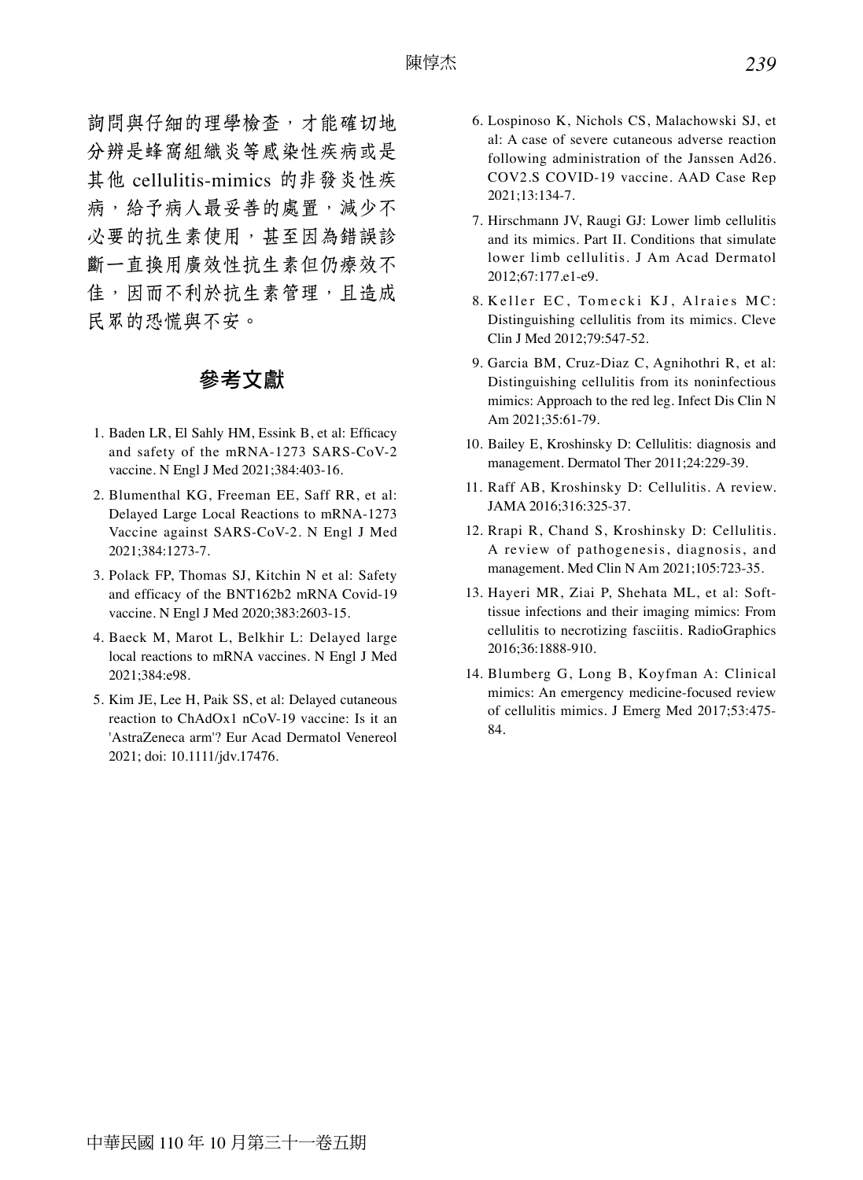詢問與仔細的理學檢查，才能確切地分辨是蜂窩組織炎等感染性疾病或是其他 cellulitis-mimics 的非發炎性疾病，給予病人最妥善的處置，減少不必要的抗生素使用，甚至因為錯誤診斷一直換用廣效性抗生素但仍療效不佳，因而不利於抗生素管理，且造成民眾的恐慌與不安。

## 參考文獻

1. Baden LR, El Sahly HM, Essink B, et al: Efficacy and safety of the mRNA-1273 SARS-CoV-2 vaccine. N Engl J Med 2021;384:403-16.
2. Blumenthal KG, Freeman EE, Saff RR, et al: Delayed Large Local Reactions to mRNA-1273 Vaccine against SARS-CoV-2. N Engl J Med 2021;384:1273-7.
3. Polack FP, Thomas SJ, Kitchin N et al: Safety and efficacy of the BNT162b2 mRNA Covid-19 vaccine. N Engl J Med 2020;383:2603-15.
4. Baeck M, Marot L, Belkhir L: Delayed large local reactions to mRNA vaccines. N Engl J Med 2021;384:e98.
5. Kim JE, Lee H, Paik SS, et al: Delayed cutaneous reaction to ChAdOx1 nCoV-19 vaccine: Is it an 'AstraZeneca arm'? Eur Acad Dermatol Venereol 2021; doi: 10.1111/jdv.17476.
6. Lospinoso K, Nichols CS, Malachowski SJ, et al: A case of severe cutaneous adverse reaction following administration of the Janssen Ad26. COV2.S COVID-19 vaccine. AAD Case Rep 2021;13:134-7.
7. Hirschmann JV, Raugi GJ: Lower limb cellulitis and its mimics. Part II. Conditions that simulate lower limb cellulitis. J Am Acad Dermatol 2012;67:177.e1-e9.
8. Keller EC, Tomecki KJ, Alraies MC: Distinguishing cellulitis from its mimics. Cleve Clin J Med 2012;79:547-52.
9. Garcia BM, Cruz-Diaz C, Agnihothri R, et al: Distinguishing cellulitis from its noninfectious mimics: Approach to the red leg. Infect Dis Clin N Am 2021;35:61-79.
10. Bailey E, Kroshinsky D: Cellulitis: diagnosis and management. Dermatol Ther 2011;24:229-39.
11. Raff AB, Kroshinsky D: Cellulitis. A review. JAMA 2016;316:325-37.
12. Rrapi R, Chand S, Kroshinsky D: Cellulitis. A review of pathogenesis, diagnosis, and management. Med Clin N Am 2021;105:723-35.
13. Hayeri MR, Ziai P, Shehata ML, et al: Soft-tissue infections and their imaging mimics: From cellulitis to necrotizing fasciitis. RadioGraphics 2016;36:1888-910.
14. Blumberg G, Long B, Koyfman A: Clinical mimics: An emergency medicine-focused review of cellulitis mimics. J Emerg Med 2017;53:475-84.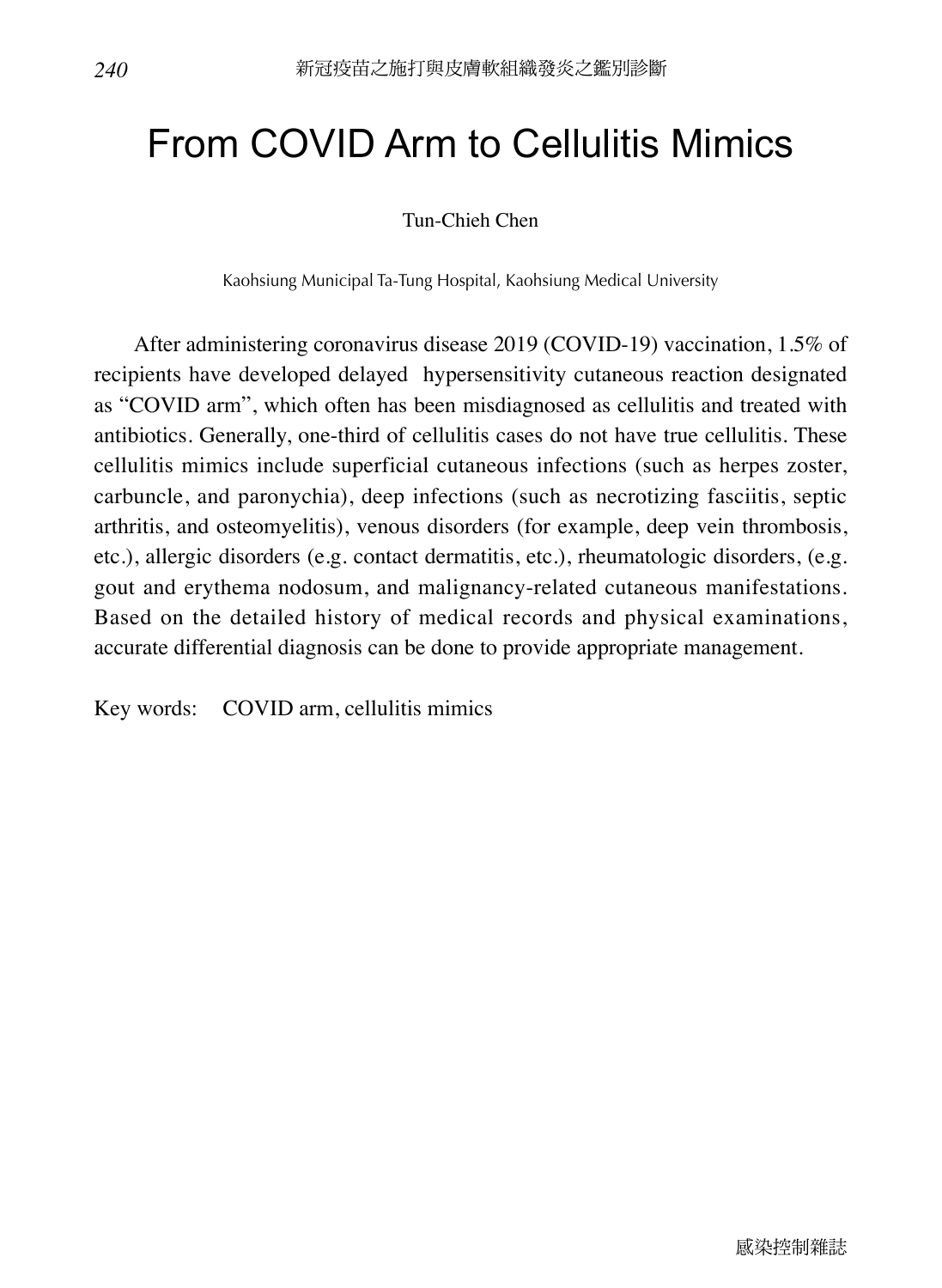# From COVID Arm to Cellulitis Mimics

Tun-Chieh Chen

Kaohsiung Municipal Ta-Tung Hospital, Kaohsiung Medical University

After administering coronavirus disease 2019 (COVID-19) vaccination, 1.5% of recipients have developed delayed hypersensitivity cutaneous reaction designated as "COVID arm", which often has been misdiagnosed as cellulitis and treated with antibiotics. Generally, one-third of cellulitis cases do not have true cellulitis. These cellulitis mimics include superficial cutaneous infections (such as herpes zoster, carbuncle, and paronychia), deep infections (such as necrotizing fasciitis, septic arthritis, and osteomyelitis), venous disorders (for example, deep vein thrombosis, etc.), allergic disorders (e.g. contact dermatitis, etc.), rheumatologic disorders, (e.g. gout and erythema nodosum, and malignancy-related cutaneous manifestations. Based on the detailed history of medical records and physical examinations, accurate differential diagnosis can be done to provide appropriate management.

Key words: COVID arm, cellulitis mimics